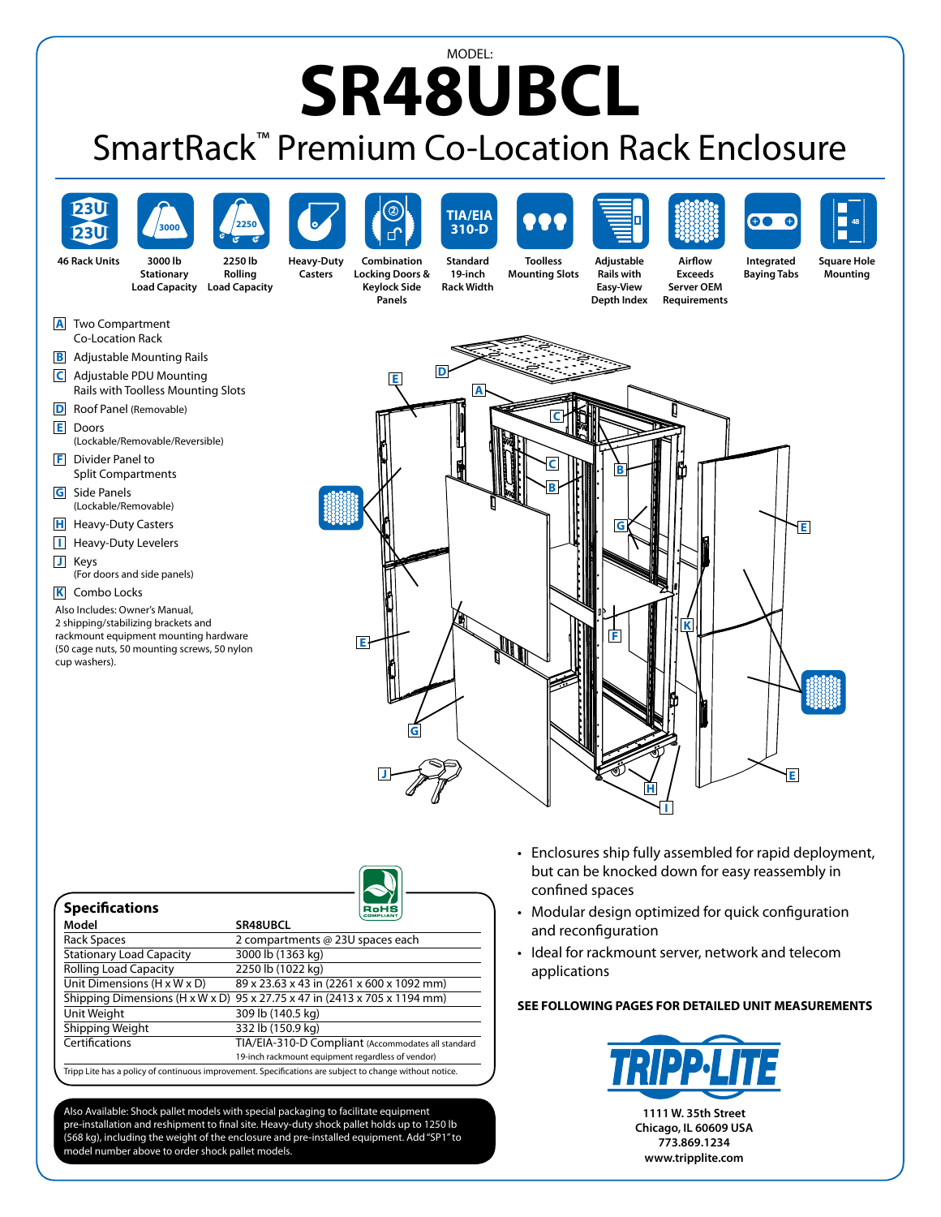MODEL:

# SR48UBCL

## SmartRack™ Premium Co-Location Rack Enclosure

- 46 Rack Units
- 3000 lb Stationary Load Capacity
- 2250 lb Rolling Load Capacity
- Heavy-Duty Casters
- Combination Locking Doors & Keylock Side Panels
- Standard 19-inch Rack Width
- Toolless Mounting Slots
- Adjustable Rails with Easy-View Depth Index
- Airflow Exceeds Server OEM Requirements
- Integrated Baying Tabs
- Square Hole Mounting

**A** Two Compartment Co-Location Rack

**B** Adjustable Mounting Rails

**C** Adjustable PDU Mounting Rails with Toolless Mounting Slots

**D** Roof Panel (Removable)

**E** Doors (Lockable/Removable/Reversible)

**F** Divider Panel to Split Compartments

**G** Side Panels (Lockable/Removable)

**H** Heavy-Duty Casters

**I** Heavy-Duty Levelers

**J** Keys (For doors and side panels)

**K** Combo Locks

Also Includes: Owner's Manual, 2 shipping/stabilizing brackets and rackmount equipment mounting hardware (50 cage nuts, 50 mounting screws, 50 nylon cup washers).

### Specifications

| Model | SR48UBCL |
|---|---|
| Rack Spaces | 2 compartments @ 23U spaces each |
| Stationary Load Capacity | 3000 lb (1363 kg) |
| Rolling Load Capacity | 2250 lb (1022 kg) |
| Unit Dimensions (H x W x D) | 89 x 23.63 x 43 in (2261 x 600 x 1092 mm) |
| Shipping Dimensions (H x W x D) | 95 x 27.75 x 47 in (2413 x 705 x 1194 mm) |
| Unit Weight | 309 lb (140.5 kg) |
| Shipping Weight | 332 lb (150.9 kg) |
| Certifications | TIA/EIA-310-D Compliant (Accommodates all standard 19-inch rackmount equipment regardless of vendor) |

Tripp Lite has a policy of continuous improvement. Specifications are subject to change without notice.

Also Available: Shock pallet models with special packaging to facilitate equipment pre-installation and reshipment to final site. Heavy-duty shock pallet holds up to 1250 lb (568 kg), including the weight of the enclosure and pre-installed equipment. Add "SP1" to model number above to order shock pallet models.

- Enclosures ship fully assembled for rapid deployment, but can be knocked down for easy reassembly in confined spaces
- Modular design optimized for quick configuration and reconfiguration
- Ideal for rackmount server, network and telecom applications

**SEE FOLLOWING PAGES FOR DETAILED UNIT MEASUREMENTS**

TRIPP·LITE

1111 W. 35th Street
Chicago, IL 60609 USA
773.869.1234
www.tripplite.com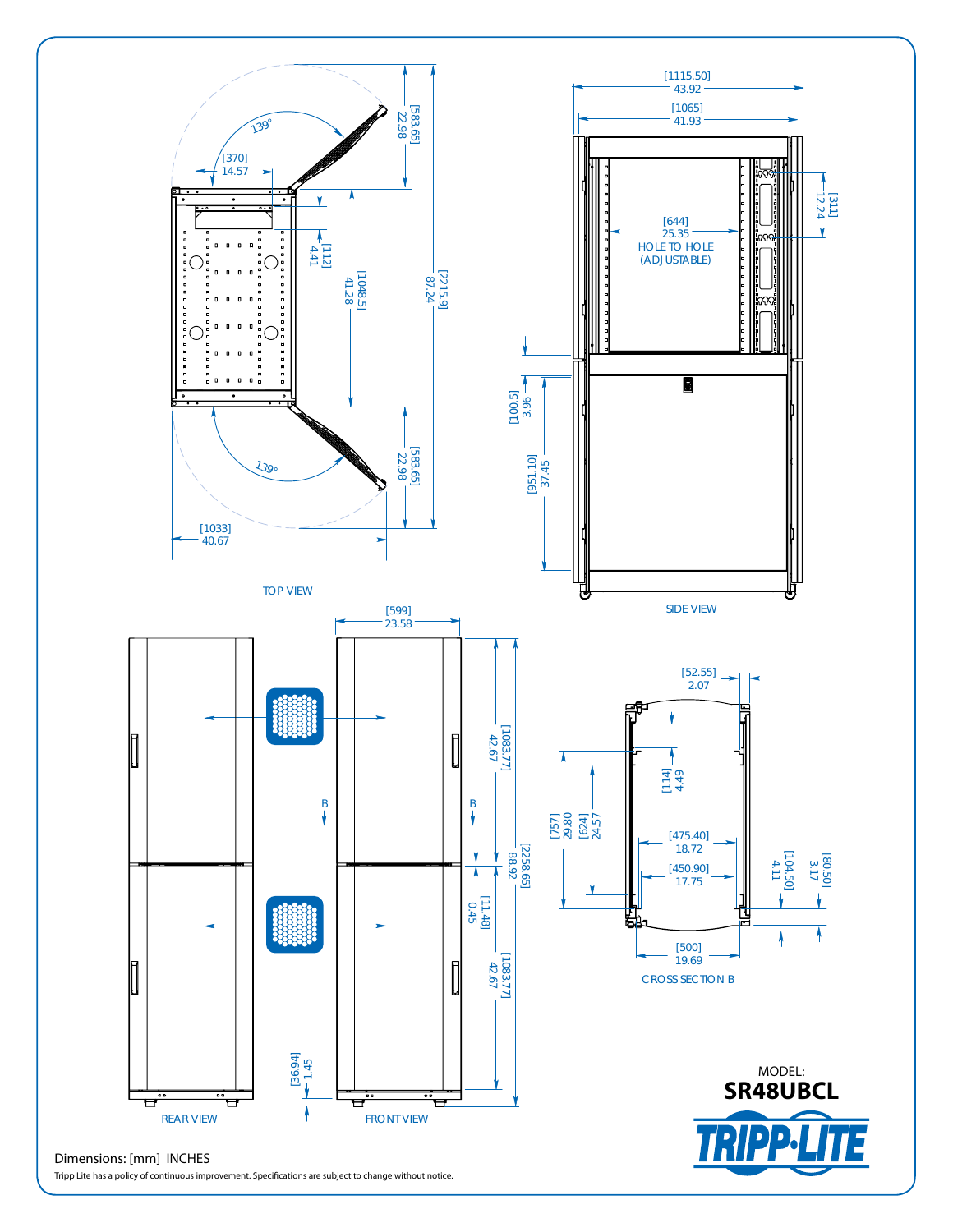TOP VIEW

139°

[370]
14.57

[583.65]
22.98

[112]
4.41

[1048.5]
41.28

[2215.9]
87.24

139°

[583.65]
22.98

[1033]
40.67

SIDE VIEW

[1115.50]
43.92

[1065]
41.93

[311]
12.24

[644]
25.35
HOLE TO HOLE
(ADJUSTABLE)

[100.5]
3.96

[951.10]
37.45

REAR VIEW

FRONT VIEW

[599]
23.58

B B

[1083.77]
42.67

[2258.65]
88.92

[11.48]
0.45

[1083.77]
42.67

[36.94]
1.45

CROSS SECTION B

[52.55]
2.07

[114]
4.49

[757]
29.80

[624]
24.57

[475.40]
18.72

[450.90]
17.75

[104.50]
4.11

[80.50]
3.17

[500]
19.69

MODEL:
**SR48UBCL**

TRIPP·LITE

Dimensions: [mm] INCHES

Tripp Lite has a policy of continuous improvement. Specifications are subject to change without notice.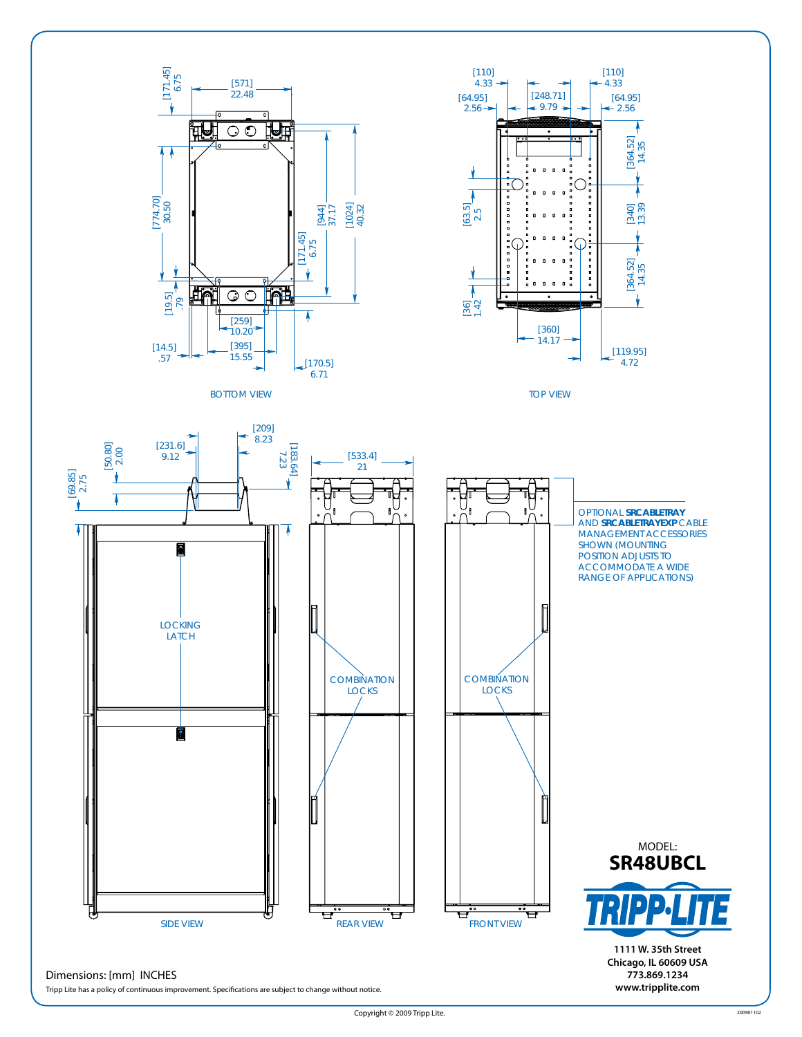BOTTOM VIEW

[171.45] 6.75
[571] 22.48
[774.70] 30.50
[944] 37.17
[1024] 40.32
[171.45] 6.75
[19.5] .79
[259] 10.20
[14.5] .57
[395] 15.55
[170.5] 6.71

TOP VIEW

[110] 4.33
[110] 4.33
[64.95] 2.56
[248.71] 9.79
[64.95] 2.56
[364.52] 14.35
[63.5] 2.5
[340] 13.39
[364.52] 14.35
[36] 1.42
[360] 14.17
[119.95] 4.72

[69.85] 2.75
[50.80] 2.00
[231.6] 9.12
[209] 8.23
[183.64] 7.23
[533.4] 21

LOCKING LATCH

COMBINATION LOCKS

COMBINATION LOCKS

OPTIONAL **SRCABLETRAY** AND **SRCABLETRAYEXP** CABLE MANAGEMENT ACCESSORIES SHOWN (MOUNTING POSITION ADJUSTS TO ACCOMMODATE A WIDE RANGE OF APPLICATIONS)

SIDE VIEW

REAR VIEW

FRONT VIEW

MODEL:
**SR48UBCL**

TRIPP·LITE

**1111 W. 35th Street**
**Chicago, IL 60609 USA**
**773.869.1234**
**www.tripplite.com**

Dimensions: [mm] INCHES

Tripp Lite has a policy of continuous improvement. Specifications are subject to change without notice.

Copyright © 2009 Tripp Lite.

200901102